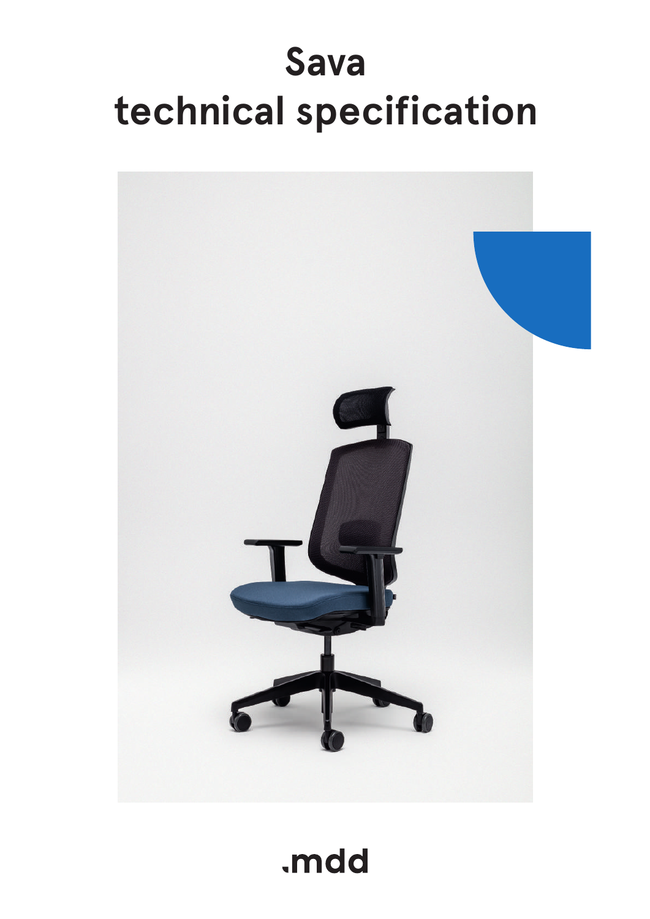# Sava
# technical specification

.mdd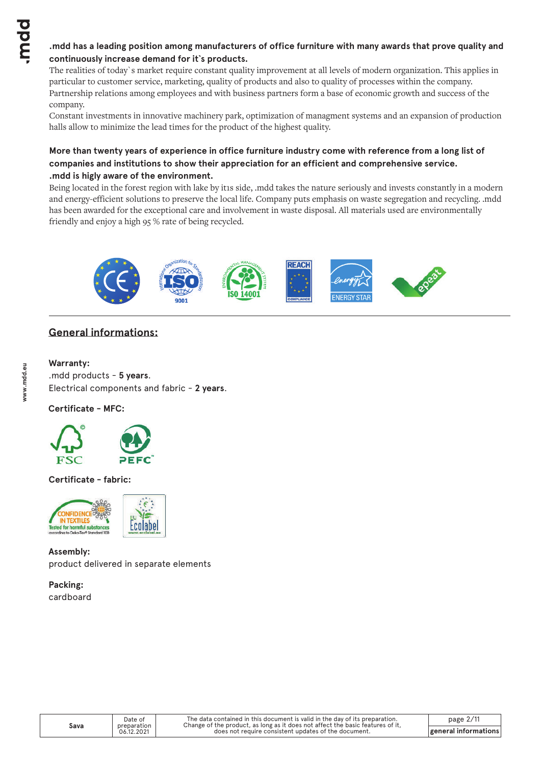**.mdd has a leading position among manufacturers of office furniture with many awards that prove quality and continuously increase demand for it`s products.**

The realities of today`s market require constant quality improvement at all levels of modern organization. This applies in particular to customer service, marketing, quality of products and also to quality of processes within the company. Partnership relations among employees and with business partners form a base of economic growth and success of the company.

Constant investments in innovative machinery park, optimization of managment systems and an expansion of production halls allow to minimize the lead times for the product of the highest quality.

**More than twenty years of experience in office furniture industry come with reference from a long list of companies and institutions to show their appreciation for an efficient and comprehensive service.**

**.mdd is higly aware of the environment.**

Being located in the forest region with lake by it1s side, .mdd takes the nature seriously and invests constantly in a modern and energy-efficient solutions to preserve the local life. Company puts emphasis on waste segregation and recycling. .mdd has been awarded for the exceptional care and involvement in waste disposal. All materials used are environmentally friendly and enjoy a high 95 % rate of being recycled.

## General informations:

**Warranty:**

.mdd products - **5 years**.

Electrical components and fabric - **2 years**.

**Certificate - MFC:**

**Certificate - fabric:**

**Assembly:**

product delivered in separate elements

**Packing:**

cardboard

| Sava | Date of preparation 06.12.2021 | The data contained in this document is valid in the day of its preparation. Change of the product, as long as it does not affect the basic features of it, does not require consistent updates of the document. | general informations |
|---|---|---|---|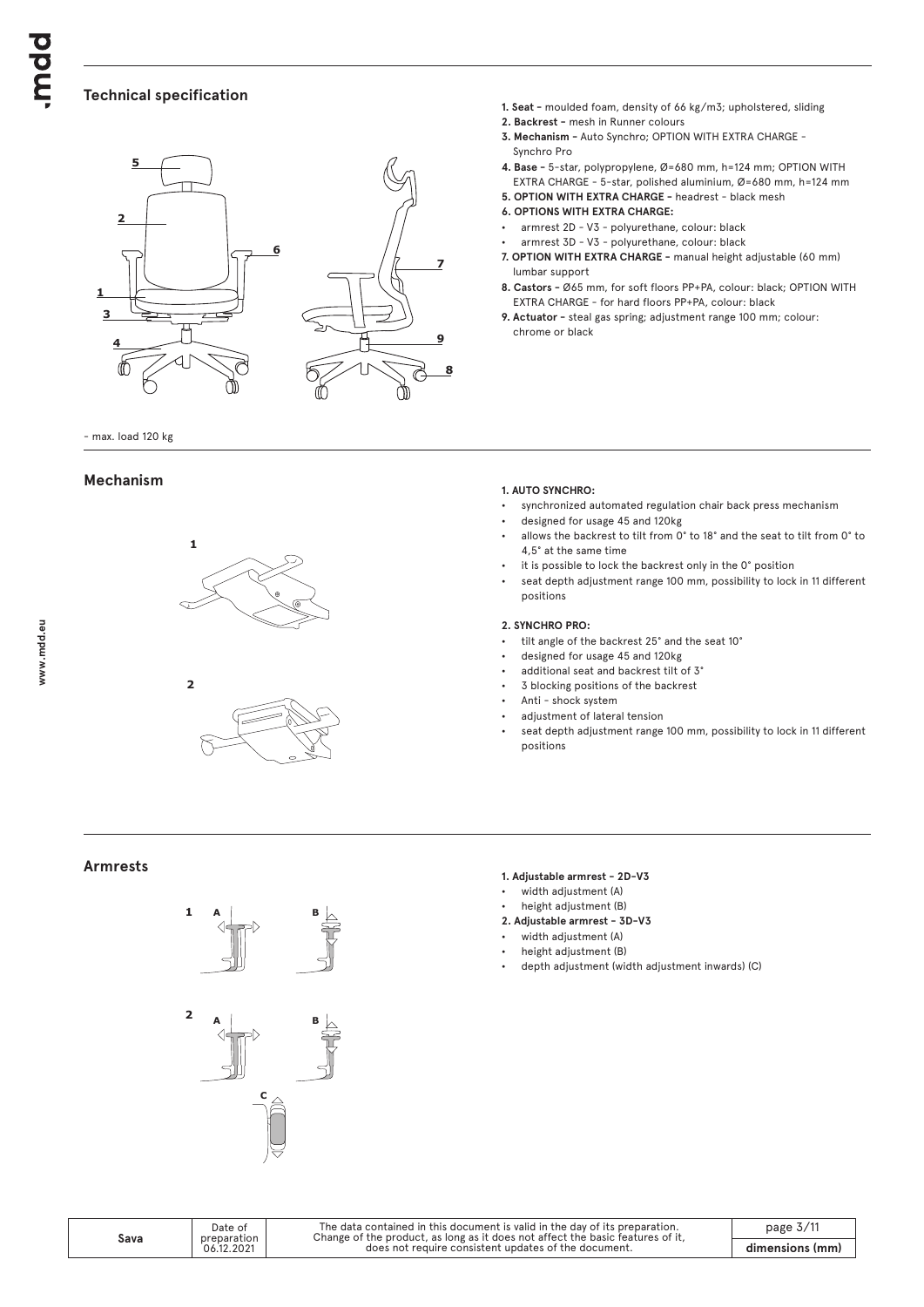## Technical specification

**1. Seat –** moulded foam, density of 66 kg/m3; upholstered, sliding
**2. Backrest –** mesh in Runner colours
**3. Mechanism –** Auto Synchro; OPTION WITH EXTRA CHARGE – Synchro Pro
**4. Base –** 5-star, polypropylene, Ø=680 mm, h=124 mm; OPTION WITH EXTRA CHARGE – 5-star, polished aluminium, Ø=680 mm, h=124 mm
**5. OPTION WITH EXTRA CHARGE –** headrest – black mesh
**6. OPTIONS WITH EXTRA CHARGE:**

- armrest 2D - V3 - polyurethane, colour: black
- armrest 3D - V3 - polyurethane, colour: black

**7. OPTION WITH EXTRA CHARGE –** manual height adjustable (60 mm) lumbar support
**8. Castors –** Ø65 mm, for soft floors PP+PA, colour: black; OPTION WITH EXTRA CHARGE - for hard floors PP+PA, colour: black
**9. Actuator –** steal gas spring; adjustment range 100 mm; colour: chrome or black

- max. load 120 kg

## Mechanism

**1. AUTO SYNCHRO:**

- synchronized automated regulation chair back press mechanism
- designed for usage 45 and 120kg
- allows the backrest to tilt from 0° to 18° and the seat to tilt from 0° to 4,5° at the same time
- it is possible to lock the backrest only in the 0° position
- seat depth adjustment range 100 mm, possibility to lock in 11 different positions

**2. SYNCHRO PRO:**

- tilt angle of the backrest 25° and the seat 10°
- designed for usage 45 and 120kg
- additional seat and backrest tilt of 3°
- 3 blocking positions of the backrest
- Anti - shock system
- adjustment of lateral tension
- seat depth adjustment range 100 mm, possibility to lock in 11 different positions

## Armrests

**1. Adjustable armrest – 2D-V3**

- width adjustment (A)
- height adjustment (B)

**2. Adjustable armrest – 3D-V3**

- width adjustment (A)
- height adjustment (B)
- depth adjustment (width adjustment inwards) (C)

| Sava | Date of preparation 06.12.2021 | The data contained in this document is valid in the day of its preparation. Change of the product, as long as it does not affect the basic features of it, does not require consistent updates of the document. | dimensions (mm) |
|---|---|---|---|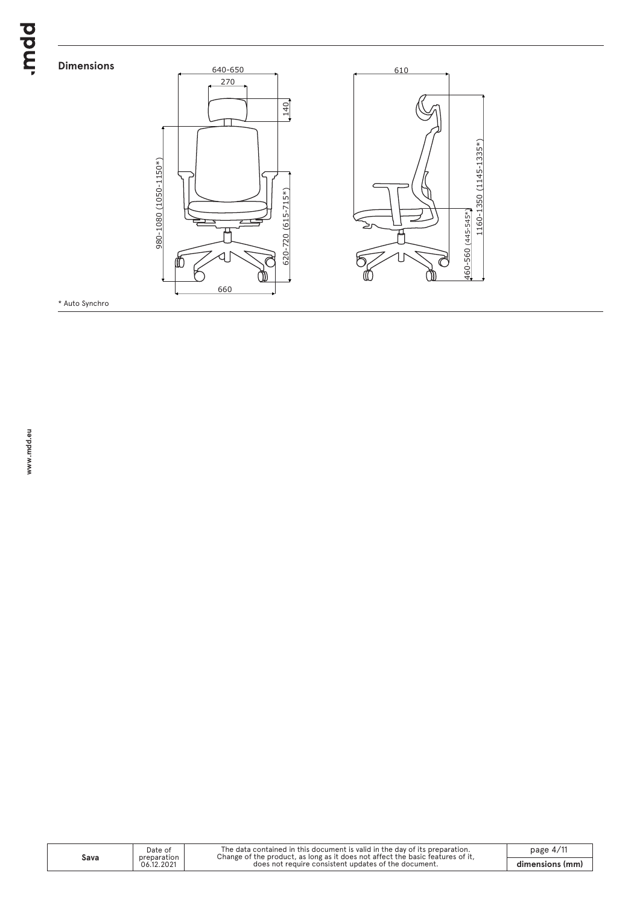## Dimensions

640-650

270

140

980-1080 (1050-1150*)

620-720 (615-715*)

660

610

1160-1350 (1145-1335*)

460-560 (445-545*)

\* Auto Synchro

| Sava | Date of preparation 06.12.2021 | The data contained in this document is valid in the day of its preparation. Change of the product, as long as it does not affect the basic features of it, does not require consistent updates of the document. | dimensions (mm) |
|---|---|---|---|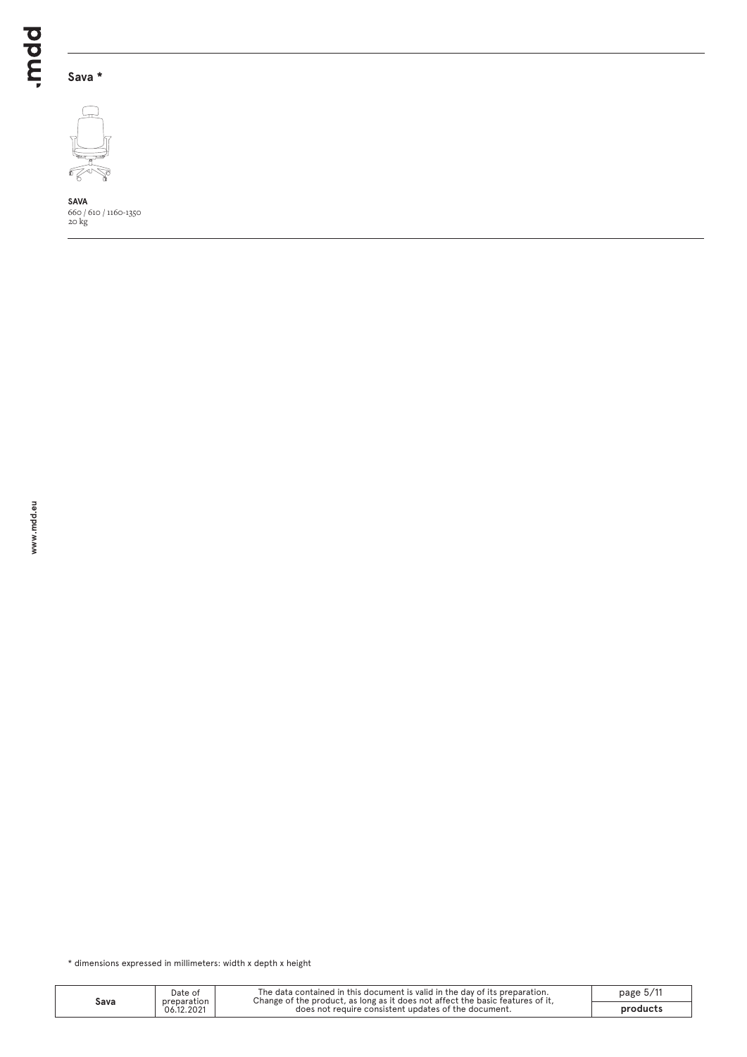## Sava *

**SAVA**
660 / 610 / 1160-1350
20 kg

* dimensions expressed in millimeters: width x depth x height

| Sava | Date of preparation 06.12.2021 | The data contained in this document is valid in the day of its preparation. Change of the product, as long as it does not affect the basic features of it, does not require consistent updates of the document. | products |
|---|---|---|---|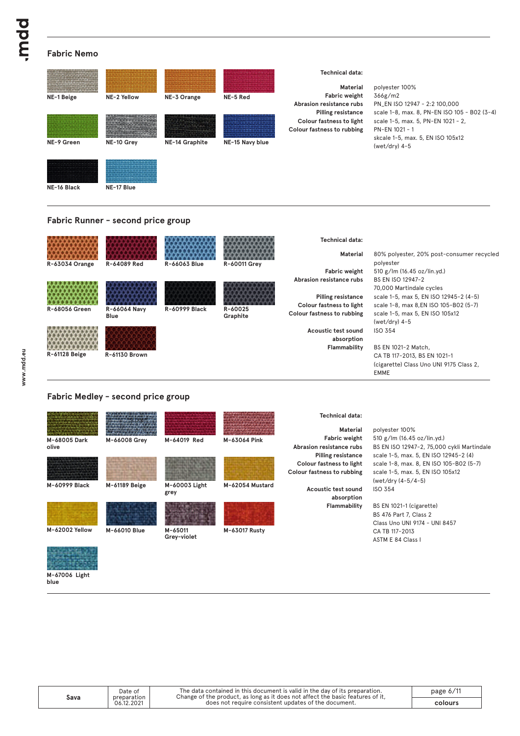## Fabric Nemo

NE-1 Beige
NE-2 Yellow
NE-3 Orange
NE-5 Red
NE-9 Green
NE-10 Grey
NE-14 Graphite
NE-15 Navy blue
NE-16 Black
NE-17 Blue

**Technical data:**

| | |
|---|---|
| **Material** | polyester 100% |
| **Fabric weight** | 366g/m2 |
| **Abrasion resistance rubs** | PN_EN ISO 12947 - 2:2 100,000 |
| **Pilling resistance** | scale 1-8, max. 8, PN-EN ISO 105 - B02 (3-4) |
| **Colour fastness to light** | scale 1-5, max. 5, PN-EN 1021 - 2, PN-EN 1021 - 1 |
| **Colour fastness to rubbing** | skcale 1-5, max. 5, EN ISO 105x12 (wet/dry) 4-5 |

## Fabric Runner - second price group

R-63034 Orange
R-64089 Red
R-66063 Blue
R-60011 Grey
R-68056 Green
R-66064 Navy Blue
R-60999 Black
R-60025 Graphite
R-61128 Beige
R-61130 Brown

**Technical data:**

| | |
|---|---|
| **Material** | 80% polyester, 20% post-consumer recycled polyester |
| **Fabric weight** | 510 g/lm (16.45 oz/lin.yd.) |
| **Abrasion resistance rubs** | BS EN ISO 12947-2 70,000 Martindale cycles |
| **Pilling resistance** | scale 1-5, max 5, EN ISO 12945-2 (4-5) |
| **Colour fastness to light** | scale 1-8, max 8,EN ISO 105-B02 (5-7) |
| **Colour fastness to rubbing** | scale 1-5, max 5, EN ISO 105x12 (wet/dry) 4-5 |
| **Acoustic test sound absorption** | ISO 354 |
| **Flammability** | BS EN 1021-2 Match, CA TB 117-2013, BS EN 1021-1 (cigarette) Class Uno UNI 9175 Class 2, EMME |

## Fabric Medley - second price group

M-68005 Dark olive
M-66008 Grey
M-64019 Red
M-63064 Pink
M-60999 Black
M-61189 Beige
M-60003 Light grey
M-62054 Mustard
M-62002 Yellow
M-66010 Blue
M-65011 Grey-violet
M-63017 Rusty
M-67006 Light blue

**Technical data:**

| | |
|---|---|
| **Material** | polyester 100% |
| **Fabric weight** | 510 g/lm (16.45 oz/lin.yd.) |
| **Abrasion resistance rubs** | BS EN ISO 12947-2, 75,000 cykli Martindale |
| **Pilling resistance** | scale 1-5, max. 5, EN ISO 12945-2 (4) |
| **Colour fastness to light** | scale 1-8, max. 8, EN ISO 105-B02 (5-7) |
| **Colour fastness to rubbing** | scale 1-5, max. 5, EN ISO 105x12 (wet/dry (4-5/4-5) |
| **Acoustic test sound absorption** | ISO 354 |
| **Flammability** | BS EN 1021-1 (cigarette) BS 476 Part 7, Class 2 Class Uno UNI 9174 - UNI 8457 CA TB 117-2013 ASTM E 84 Class I |

| Sava | Date of preparation 06.12.2021 | The data contained in this document is valid in the day of its preparation. Change of the product, as long as it does not affect the basic features of it, does not require consistent updates of the document. | colours |
|---|---|---|---|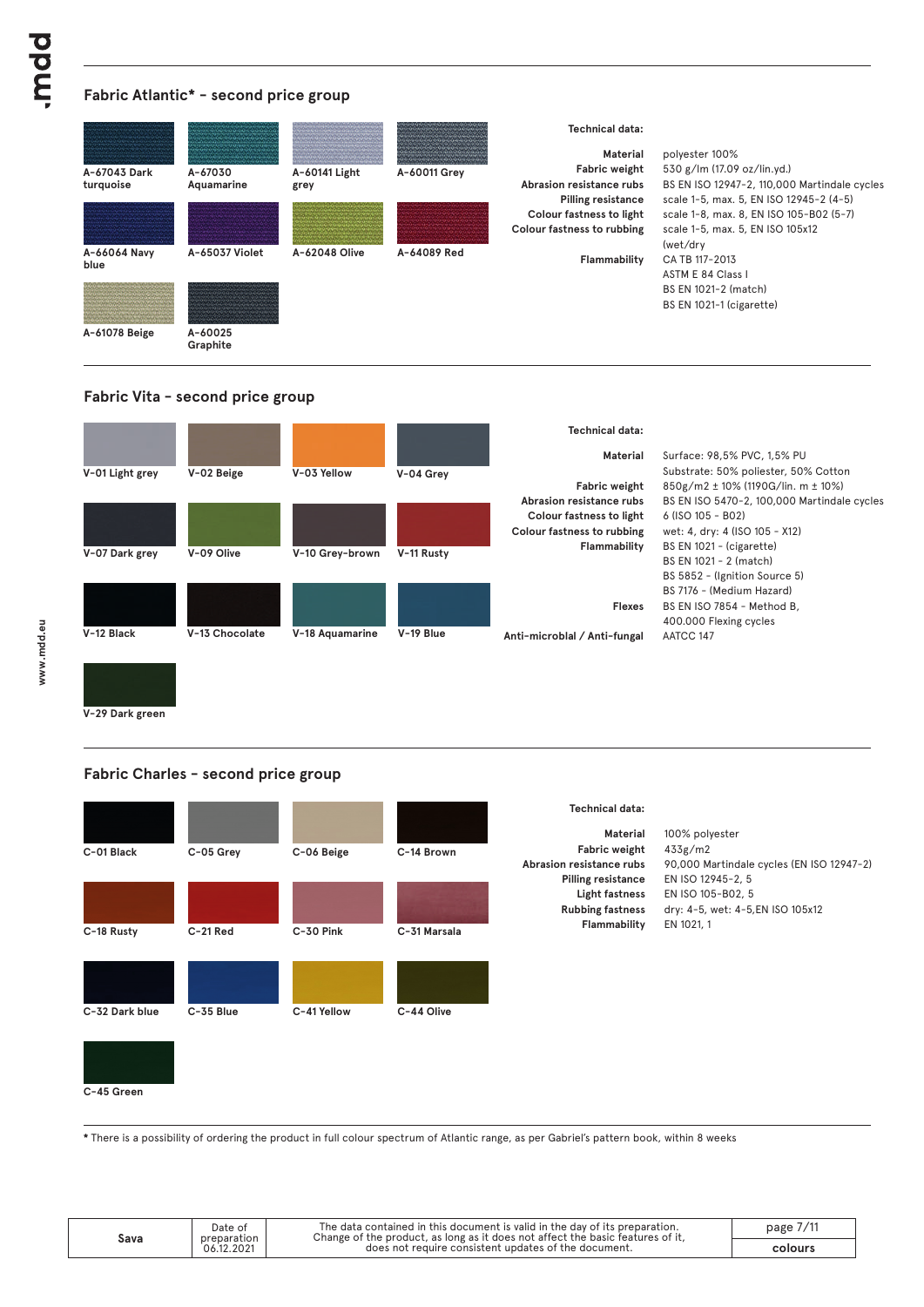## Fabric Atlantic* – second price group

- A-67043 Dark turquoise
- A-67030 Aquamarine
- A-60141 Light grey
- A-60011 Grey
- A-66064 Navy blue
- A-65037 Violet
- A-62048 Olive
- A-64089 Red
- A-61078 Beige
- A-60025 Graphite

**Technical data:**

| | |
|---|---|
| **Material** | polyester 100% |
| **Fabric weight** | 530 g/lm (17.09 oz/lin.yd.) |
| **Abrasion resistance rubs** | BS EN ISO 12947-2, 110,000 Martindale cycles |
| **Pilling resistance** | scale 1-5, max. 5, EN ISO 12945-2 (4-5) |
| **Colour fastness to light** | scale 1-8, max. 8, EN ISO 105-B02 (5-7) |
| **Colour fastness to rubbing** | scale 1-5, max. 5, EN ISO 105x12 (wet/dry |
| **Flammability** | CA TB 117-2013<br>ASTM E 84 Class I<br>BS EN 1021-2 (match)<br>BS EN 1021-1 (cigarette) |

## Fabric Vita – second price group

- V-01 Light grey
- V-02 Beige
- V-03 Yellow
- V-04 Grey
- V-07 Dark grey
- V-09 Olive
- V-10 Grey-brown
- V-11 Rusty
- V-12 Black
- V-13 Chocolate
- V-18 Aquamarine
- V-19 Blue
- V-29 Dark green

**Technical data:**

| | |
|---|---|
| **Material** | Surface: 98,5% PVC, 1,5% PU<br>Substrate: 50% poliester, 50% Cotton |
| **Fabric weight** | 850g/m2 ± 10% (1190G/lin. m ± 10%) |
| **Abrasion resistance rubs** | BS EN ISO 5470-2, 100,000 Martindale cycles |
| **Colour fastness to light** | 6 (ISO 105 - B02) |
| **Colour fastness to rubbing** | wet: 4, dry: 4 (ISO 105 - X12) |
| **Flammability** | BS EN 1021 - (cigarette)<br>BS EN 1021 - 2 (match)<br>BS 5852 - (Ignition Source 5)<br>BS 7176 - (Medium Hazard) |
| **Flexes** | BS EN ISO 7854 - Method B,<br>400.000 Flexing cycles |
| **Anti-microblal / Anti-fungal** | AATCC 147 |

## Fabric Charles – second price group

- C-01 Black
- C-05 Grey
- C-06 Beige
- C-14 Brown
- C-18 Rusty
- C-21 Red
- C-30 Pink
- C-31 Marsala
- C-32 Dark blue
- C-35 Blue
- C-41 Yellow
- C-44 Olive
- C-45 Green

**Technical data:**

| | |
|---|---|
| **Material** | 100% polyester |
| **Fabric weight** | 433g/m2 |
| **Abrasion resistance rubs** | 90,000 Martindale cycles (EN ISO 12947-2) |
| **Pilling resistance** | EN ISO 12945-2, 5 |
| **Light fastness** | EN ISO 105-B02, 5 |
| **Rubbing fastness** | dry: 4-5, wet: 4-5,EN ISO 105x12 |
| **Flammability** | EN 1021, 1 |

* There is a possibility of ordering the product in full colour spectrum of Atlantic range, as per Gabriel's pattern book, within 8 weeks

| Sava | Date of preparation 06.12.2021 | The data contained in this document is valid in the day of its preparation. Change of the product, as long as it does not affect the basic features of it, does not require consistent updates of the document. | colours |
|---|---|---|---|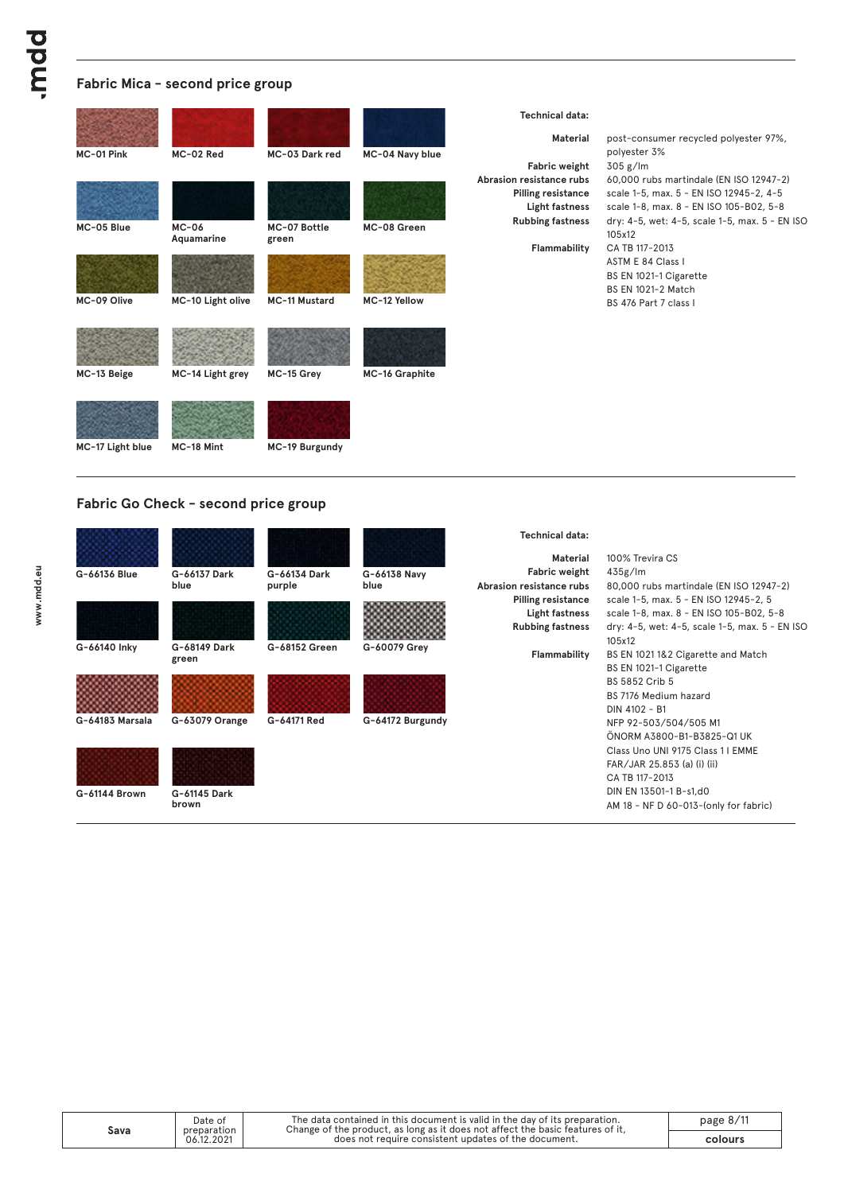## Fabric Mica – second price group

MC-01 Pink
MC-02 Red
MC-03 Dark red
MC-04 Navy blue
MC-05 Blue
MC-06 Aquamarine
MC-07 Bottle green
MC-08 Green
MC-09 Olive
MC-10 Light olive
MC-11 Mustard
MC-12 Yellow
MC-13 Beige
MC-14 Light grey
MC-15 Grey
MC-16 Graphite
MC-17 Light blue
MC-18 Mint
MC-19 Burgundy

**Technical data:**

| | |
|---|---|
| **Material** | post-consumer recycled polyester 97%, polyester 3% |
| **Fabric weight** | 305 g/lm |
| **Abrasion resistance rubs** | 60,000 rubs martindale (EN ISO 12947-2) |
| **Pilling resistance** | scale 1-5, max. 5 - EN ISO 12945-2, 4-5 |
| **Light fastness** | scale 1-8, max. 8 - EN ISO 105-B02, 5-8 |
| **Rubbing fastness** | dry: 4-5, wet: 4-5, scale 1-5, max. 5 - EN ISO 105x12 |
| **Flammability** | CA TB 117-2013<br>ASTM E 84 Class I<br>BS EN 1021-1 Cigarette<br>BS EN 1021-2 Match<br>BS 476 Part 7 class I |

## Fabric Go Check – second price group

G-66136 Blue
G-66137 Dark blue
G-66134 Dark purple
G-66138 Navy blue
G-66140 Inky
G-68149 Dark green
G-68152 Green
G-60079 Grey
G-64183 Marsala
G-63079 Orange
G-64171 Red
G-64172 Burgundy
G-61144 Brown
G-61145 Dark brown

**Technical data:**

| | |
|---|---|
| **Material** | 100% Trevira CS |
| **Fabric weight** | 435g/lm |
| **Abrasion resistance rubs** | 80,000 rubs martindale (EN ISO 12947-2) |
| **Pilling resistance** | scale 1-5, max. 5 - EN ISO 12945-2, 5 |
| **Light fastness** | scale 1-8, max. 8 - EN ISO 105-B02, 5-8 |
| **Rubbing fastness** | dry: 4-5, wet: 4-5, scale 1-5, max. 5 - EN ISO 105x12 |
| **Flammability** | BS EN 1021 1&2 Cigarette and Match<br>BS EN 1021-1 Cigarette<br>BS 5852 Crib 5<br>BS 7176 Medium hazard<br>DIN 4102 - B1<br>NFP 92-503/504/505 M1<br>ÖNORM A3800-B1-B3825-Q1 UK<br>Class Uno UNI 9175 Class 1 I EMME<br>FAR/JAR 25.853 (a) (i) (ii)<br>CA TB 117-2013<br>DIN EN 13501-1 B-s1,d0<br>AM 18 - NF D 60-013-(only for fabric) |

| Sava | Date of preparation 06.12.2021 | The data contained in this document is valid in the day of its preparation. Change of the product, as long as it does not affect the basic features of it, does not require consistent updates of the document. | colours |
|---|---|---|---|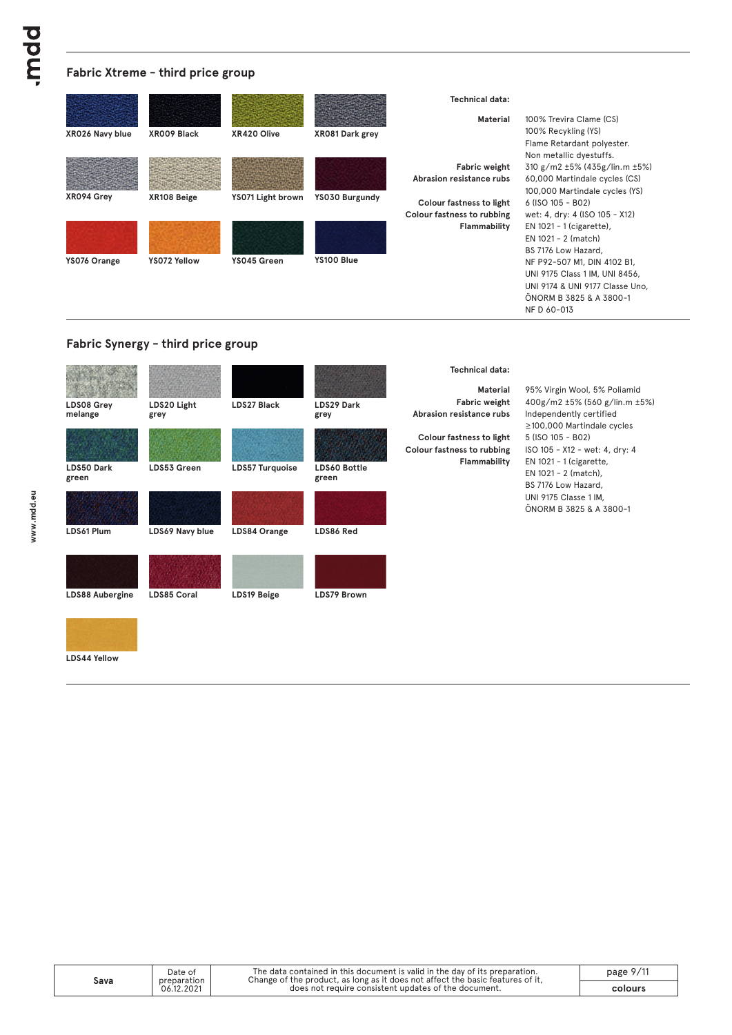## Fabric Xtreme - third price group

XR026 Navy blue
XR009 Black
XR420 Olive
XR081 Dark grey
XR094 Grey
XR108 Beige
YS071 Light brown
YS030 Burgundy
YS076 Orange
YS072 Yellow
YS045 Green
YS100 Blue

**Technical data:**

| | |
|---|---|
| **Material** | 100% Trevira Clame (CS)<br>100% Recykling (YS)<br>Flame Retardant polyester.<br>Non metallic dyestuffs. |
| **Fabric weight** | 310 g/m2 ±5% (435g/lin.m ±5%) |
| **Abrasion resistance rubs** | 60,000 Martindale cycles (CS)<br>100,000 Martindale cycles (YS) |
| **Colour fastness to light** | 6 (ISO 105 - B02) |
| **Colour fastness to rubbing** | wet: 4, dry: 4 (ISO 105 - X12) |
| **Flammability** | EN 1021 - 1 (cigarette),<br>EN 1021 - 2 (match)<br>BS 7176 Low Hazard,<br>NF P92-507 M1, DIN 4102 B1,<br>UNI 9175 Class 1 IM, UNI 8456,<br>UNI 9174 & UNI 9177 Classe Uno,<br>ÖNORM B 3825 & A 3800-1<br>NF D 60-013 |

## Fabric Synergy - third price group

LDS08 Grey melange
LDS20 Light grey
LDS27 Black
LDS29 Dark grey
LDS50 Dark green
LDS53 Green
LDS57 Turquoise
LDS60 Bottle green
LDS61 Plum
LDS69 Navy blue
LDS84 Orange
LDS86 Red
LDS88 Aubergine
LDS85 Coral
LDS19 Beige
LDS79 Brown
LDS44 Yellow

**Technical data:**

| | |
|---|---|
| **Material** | 95% Virgin Wool, 5% Poliamid |
| **Fabric weight** | 400g/m2 ±5% (560 g/lin.m ±5%) |
| **Abrasion resistance rubs** | Independently certified<br>≥100,000 Martindale cycles |
| **Colour fastness to light** | 5 (ISO 105 - B02) |
| **Colour fastness to rubbing** | ISO 105 - X12 - wet: 4, dry: 4 |
| **Flammability** | EN 1021 - 1 (cigarette,<br>EN 1021 - 2 (match),<br>BS 7176 Low Hazard,<br>UNI 9175 Classe 1 IM,<br>ÖNORM B 3825 & A 3800-1 |

| Sava | Date of preparation 06.12.2021 | The data contained in this document is valid in the day of its preparation. Change of the product, as long as it does not affect the basic features of it, does not require consistent updates of the document. | colours |
|---|---|---|---|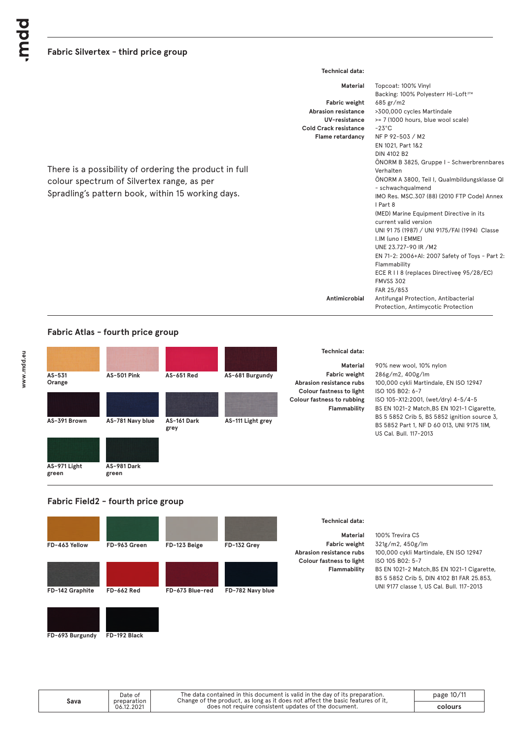## Fabric Silvertex - third price group

There is a possibility of ordering the product in full colour spectrum of Silvertex range, as per Spradling's pattern book, within 15 working days.

**Technical data:**

| | |
|---|---|
| **Material** | Topcoat: 100% Vinyl<br>Backing: 100% Polyesterr Hi-Loft²™ |
| **Fabric weight** | 685 gr/m2 |
| **Abrasion resistance** | >300,000 cycles Martindale |
| **UV-resistance** | >= 7 (1000 hours, blue wool scale) |
| **Cold Crack resistance** | -23°C |
| **Flame retardancy** | NF P 92-503 / M2<br>EN 1021, Part 1&2<br>DIN 4102 B2<br>ÖNORM B 3825, Gruppe I - Schwerbrennbares Verhalten<br>ÖNORM A 3800, Teil I, Qualmbildungsklasse QI - schwachqualmend<br>IMO Res. MSC.307 (88) (2010 FTP Code) Annex I Part 8<br>(MED) Marine Equipment Directive in its current valid version<br>UNI 91 75 (1987) / UNI 9175/FAI (1994) Classe I.IM (uno I EMME)<br>UNE 23.727-90 IR /M2<br>EN 71-2: 2006+AI: 2007 Safety of Toys - Part 2: Flammability<br>ECE R I I 8 (replaces Directiveę 95/28/EC)<br>FMVSS 302<br>FAR 25/853 |
| **Antimicrobial** | Antifungal Protection, Antibacterial Protection, Antimycotic Protection |

## Fabric Atlas - fourth price group

AS-531 Orange
AS-501 Pink
AS-651 Red
AS-681 Burgundy
AS-391 Brown
AS-781 Navy blue
AS-161 Dark grey
AS-111 Light grey
AS-971 Light green
AS-981 Dark green

**Technical data:**

| | |
|---|---|
| **Material** | 90% new wool, 10% nylon |
| **Fabric weight** | 286g/m2, 400g/lm |
| **Abrasion resistance rubs** | 100,000 cykli Martindale, EN ISO 12947 |
| **Colour fastness to light** | ISO 105 B02: 6-7 |
| **Colour fastness to rubbing** | ISO 105-X12:2001, (wet/dry) 4-5/4-5 |
| **Flammability** | BS EN 1021-2 Match,BS EN 1021-1 Cigarette, BS 5 5852 Crib 5, BS 5852 ignition source 3, BS 5852 Part 1, NF D 60 013, UNI 9175 1IM, US Cal. Bull. 117-2013 |

## Fabric Field2 - fourth price group

FD-463 Yellow
FD-963 Green
FD-123 Beige
FD-132 Grey
FD-142 Graphite
FD-662 Red
FD-673 Blue-red
FD-782 Navy blue
FD-693 Burgundy
FD-192 Black

**Technical data:**

| | |
|---|---|
| **Material** | 100% Trevira CS |
| **Fabric weight** | 321g/m2, 450g/lm |
| **Abrasion resistance rubs** | 100,000 cykli Martindale, EN ISO 12947 |
| **Colour fastness to light** | ISO 105 B02: 5-7 |
| **Flammability** | BS EN 1021-2 Match,BS EN 1021-1 Cigarette, BS 5 5852 Crib 5, DIN 4102 B1 FAR 25.853, UNI 9177 classe 1, US Cal. Bull. 117-2013 |

| Sava | Date of preparation 06.12.2021 | The data contained in this document is valid in the day of its preparation. Change of the product, as long as it does not affect the basic features of it, does not require consistent updates of the document. | colours |
|---|---|---|---|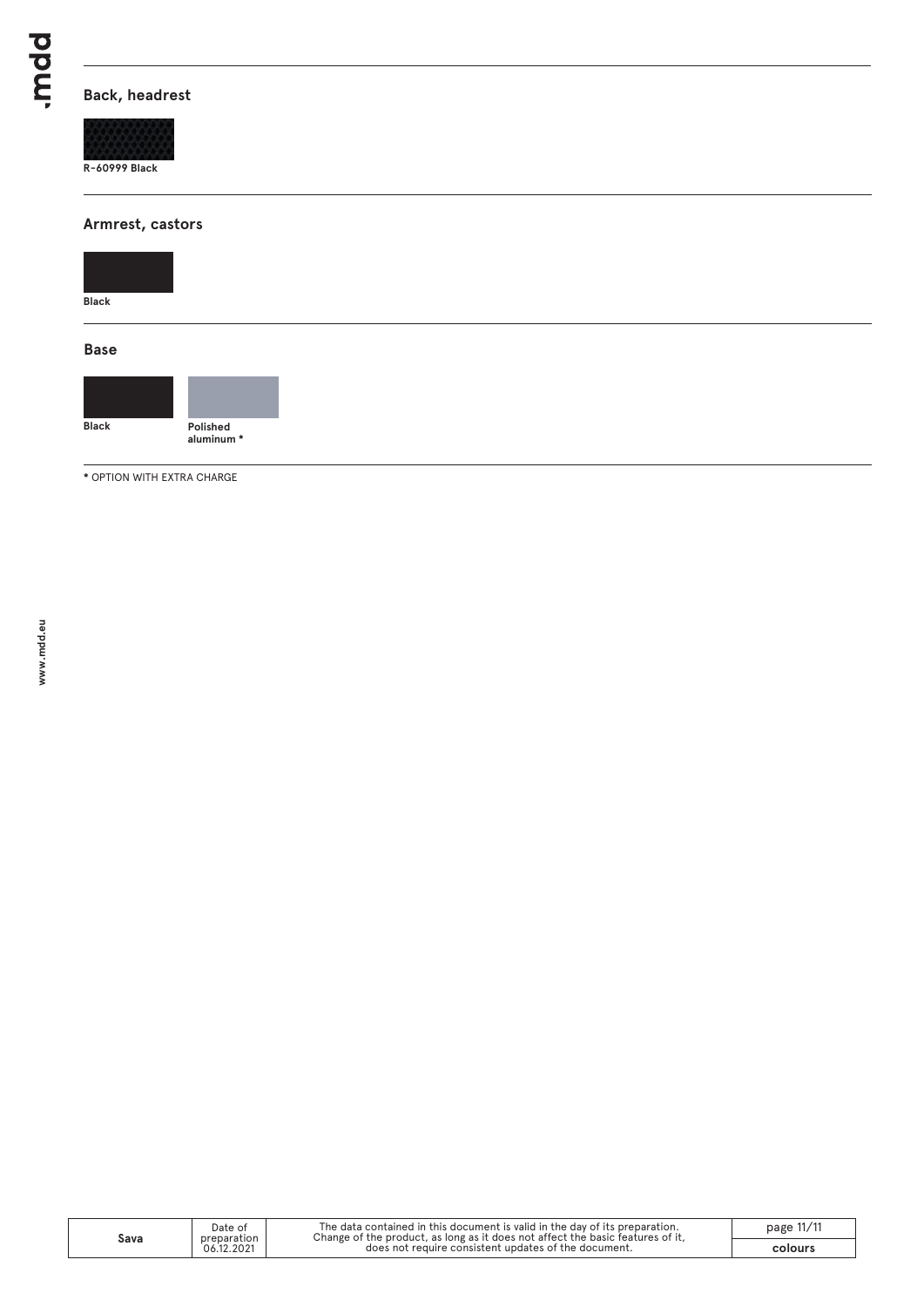## Back, headrest

R-60999 Black

## Armrest, castors

Black

## Base

Black

Polished aluminum *

* OPTION WITH EXTRA CHARGE

| | | | |
|---|---|---|---|
| Sava | Date of preparation 06.12.2021 | The data contained in this document is valid in the day of its preparation. Change of the product, as long as it does not affect the basic features of it, does not require consistent updates of the document. | colours |